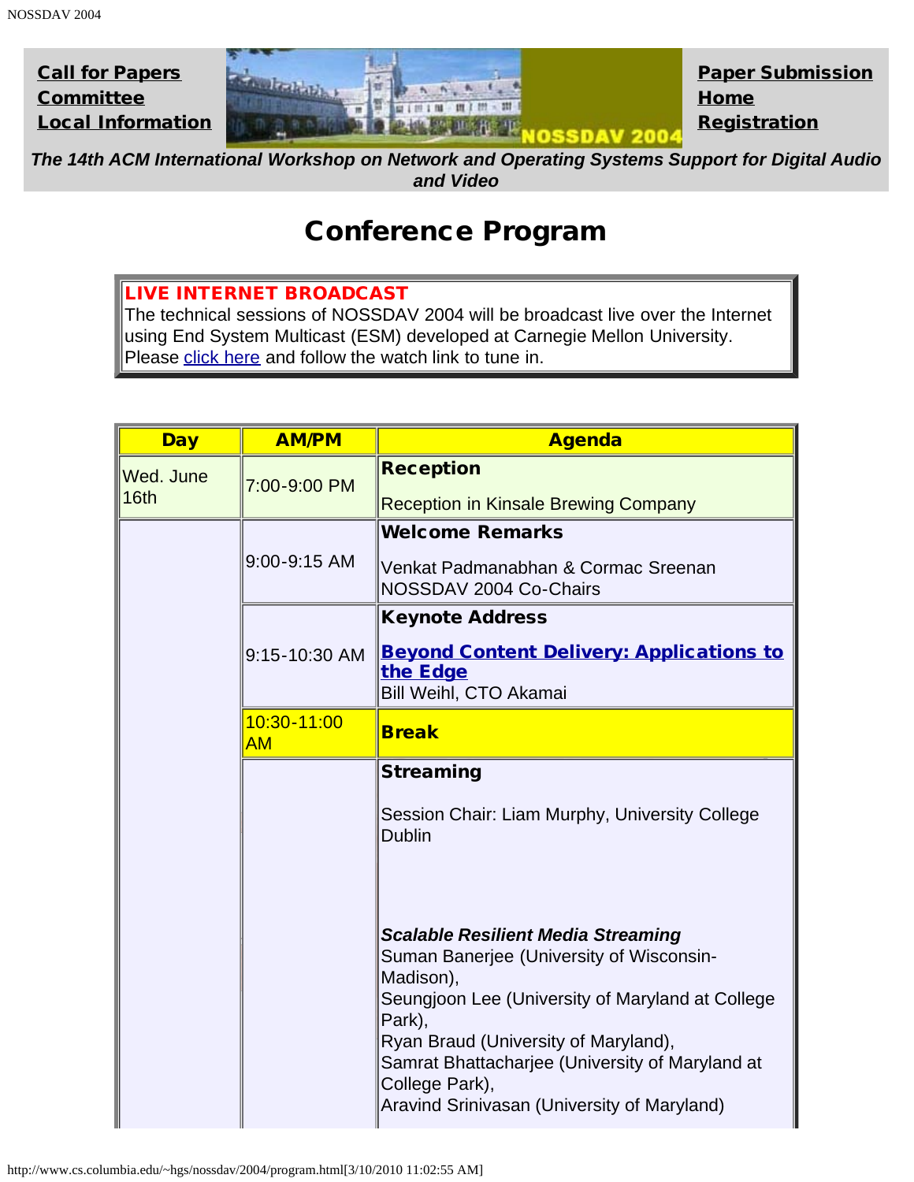**Call for Papers**
**Committee**
**Local Information**

**Paper Submission**
**Home**
**Registration**

***The 14th ACM International Workshop on Network and Operating Systems Support for Digital Audio and Video***

# Conference Program

**LIVE INTERNET BROADCAST**
The technical sessions of NOSSDAV 2004 will be broadcast live over the Internet using End System Multicast (ESM) developed at Carnegie Mellon University. Please click here and follow the watch link to tune in.

| Day | AM/PM | Agenda |
|---|---|---|
| Wed. June 16th | 7:00-9:00 PM | **Reception**<br><br>Reception in Kinsale Brewing Company |
| | 9:00-9:15 AM | **Welcome Remarks**<br><br>Venkat Padmanabhan & Cormac Sreenan<br>NOSSDAV 2004 Co-Chairs |
| | 9:15-10:30 AM | **Keynote Address**<br><br>**Beyond Content Delivery: Applications to the Edge**<br>Bill Weihl, CTO Akamai |
| | 10:30-11:00 AM | **Break** |
| | | **Streaming**<br><br>Session Chair: Liam Murphy, University College Dublin<br><br>***Scalable Resilient Media Streaming***<br>Suman Banerjee (University of Wisconsin-Madison),<br>Seungjoon Lee (University of Maryland at College Park),<br>Ryan Braud (University of Maryland),<br>Samrat Bhattacharjee (University of Maryland at College Park),<br>Aravind Srinivasan (University of Maryland) |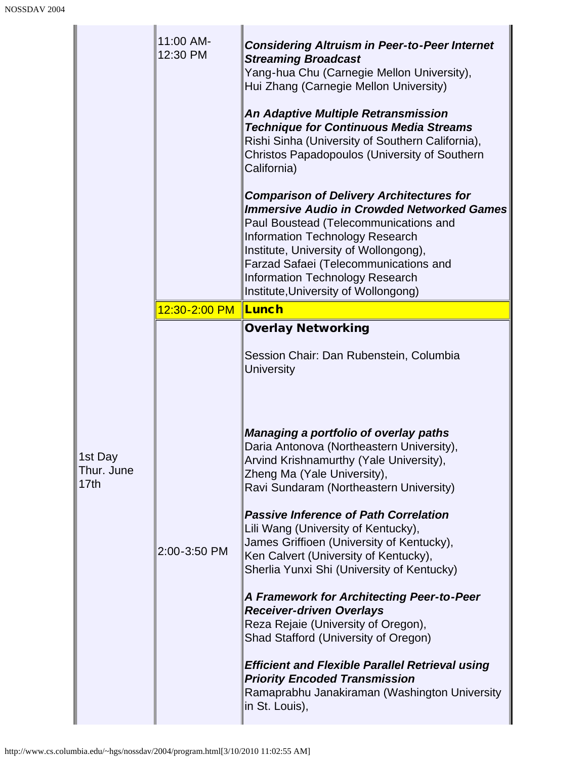| | | |
|---|---|---|
| | 11:00 AM-12:30 PM | ***Considering Altruism in Peer-to-Peer Internet Streaming Broadcast***<br>Yang-hua Chu (Carnegie Mellon University),<br>Hui Zhang (Carnegie Mellon University)<br><br>***An Adaptive Multiple Retransmission Technique for Continuous Media Streams***<br>Rishi Sinha (University of Southern California),<br>Christos Papadopoulos (University of Southern California)<br><br>***Comparison of Delivery Architectures for Immersive Audio in Crowded Networked Games***<br>Paul Boustead (Telecommunications and Information Technology Research Institute, University of Wollongong),<br>Farzad Safaei (Telecommunications and Information Technology Research Institute,University of Wollongong) |
| | 12:30-2:00 PM | **Lunch** |
| 1st Day Thur. June 17th | 2:00-3:50 PM | **Overlay Networking**<br><br>Session Chair: Dan Rubenstein, Columbia University<br><br>***Managing a portfolio of overlay paths***<br>Daria Antonova (Northeastern University),<br>Arvind Krishnamurthy (Yale University),<br>Zheng Ma (Yale University),<br>Ravi Sundaram (Northeastern University)<br><br>***Passive Inference of Path Correlation***<br>Lili Wang (University of Kentucky),<br>James Griffioen (University of Kentucky),<br>Ken Calvert (University of Kentucky),<br>Sherlia Yunxi Shi (University of Kentucky)<br><br>***A Framework for Architecting Peer-to-Peer Receiver-driven Overlays***<br>Reza Rejaie (University of Oregon),<br>Shad Stafford (University of Oregon)<br><br>***Efficient and Flexible Parallel Retrieval using Priority Encoded Transmission***<br>Ramaprabhu Janakiraman (Washington University in St. Louis), |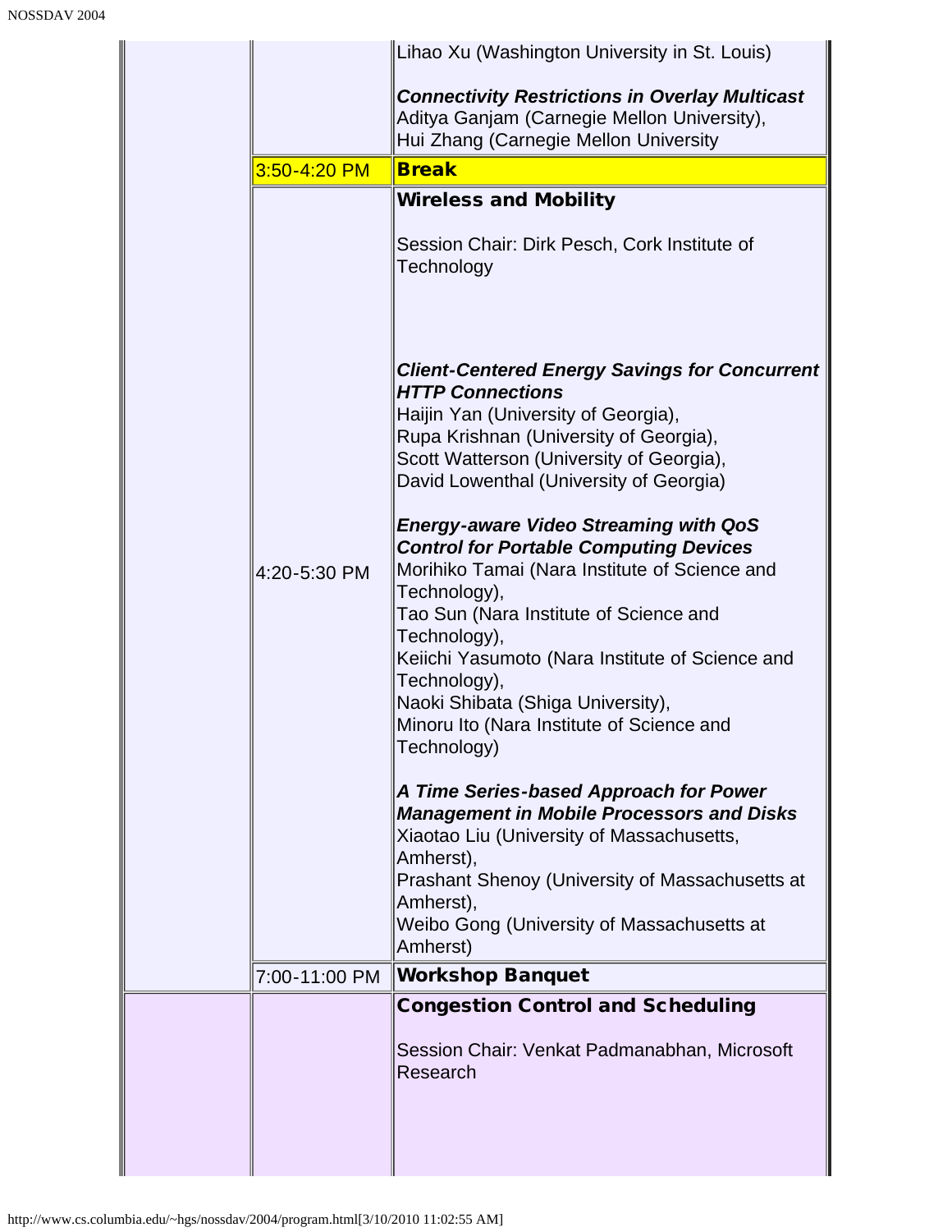| | | |
|---|---|---|
| | | Lihao Xu (Washington University in St. Louis)<br><br>***Connectivity Restrictions in Overlay Multicast***<br>Aditya Ganjam (Carnegie Mellon University),<br>Hui Zhang (Carnegie Mellon University |
| | 3:50-4:20 PM | **Break** |
| | 4:20-5:30 PM | **Wireless and Mobility**<br><br>Session Chair: Dirk Pesch, Cork Institute of Technology<br><br>***Client-Centered Energy Savings for Concurrent HTTP Connections***<br>Haijin Yan (University of Georgia),<br>Rupa Krishnan (University of Georgia),<br>Scott Watterson (University of Georgia),<br>David Lowenthal (University of Georgia)<br><br>***Energy-aware Video Streaming with QoS Control for Portable Computing Devices***<br>Morihiko Tamai (Nara Institute of Science and Technology),<br>Tao Sun (Nara Institute of Science and Technology),<br>Keiichi Yasumoto (Nara Institute of Science and Technology),<br>Naoki Shibata (Shiga University),<br>Minoru Ito (Nara Institute of Science and Technology)<br><br>***A Time Series-based Approach for Power Management in Mobile Processors and Disks***<br>Xiaotao Liu (University of Massachusetts, Amherst),<br>Prashant Shenoy (University of Massachusetts at Amherst),<br>Weibo Gong (University of Massachusetts at Amherst) |
| | 7:00-11:00 PM | **Workshop Banquet** |
| | | **Congestion Control and Scheduling**<br><br>Session Chair: Venkat Padmanabhan, Microsoft Research |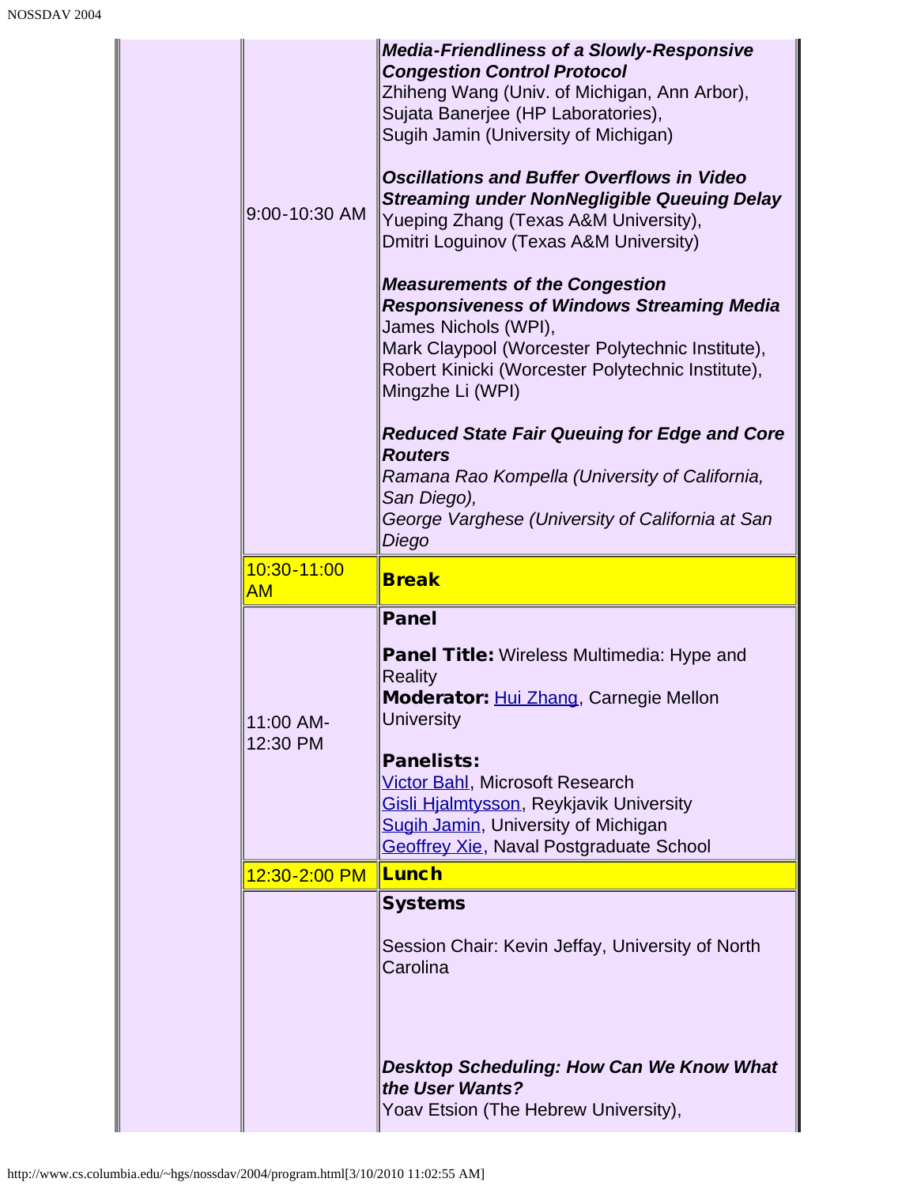| | | |
|---|---|---|
| | 9:00-10:30 AM | ***Media-Friendliness of a Slowly-Responsive Congestion Control Protocol***<br>Zhiheng Wang (Univ. of Michigan, Ann Arbor),<br>Sujata Banerjee (HP Laboratories),<br>Sugih Jamin (University of Michigan)<br><br>***Oscillations and Buffer Overflows in Video Streaming under NonNegligible Queuing Delay***<br>Yueping Zhang (Texas A&M University),<br>Dmitri Loguinov (Texas A&M University)<br><br>***Measurements of the Congestion Responsiveness of Windows Streaming Media***<br>James Nichols (WPI),<br>Mark Claypool (Worcester Polytechnic Institute),<br>Robert Kinicki (Worcester Polytechnic Institute),<br>Mingzhe Li (WPI)<br><br>***Reduced State Fair Queuing for Edge and Core Routers***<br>*Ramana Rao Kompella (University of California, San Diego),*<br>*George Varghese (University of California at San Diego* |
| | 10:30-11:00 AM | **Break** |
| | 11:00 AM-12:30 PM | **Panel**<br><br>**Panel Title:** Wireless Multimedia: Hype and Reality<br>**Moderator:** Hui Zhang, Carnegie Mellon University<br><br>**Panelists:**<br>Victor Bahl, Microsoft Research<br>Gisli Hjalmtysson, Reykjavik University<br>Sugih Jamin, University of Michigan<br>Geoffrey Xie, Naval Postgraduate School |
| | 12:30-2:00 PM | **Lunch** |
| | | **Systems**<br><br>Session Chair: Kevin Jeffay, University of North Carolina<br><br>***Desktop Scheduling: How Can We Know What the User Wants?***<br>Yoav Etsion (The Hebrew University), |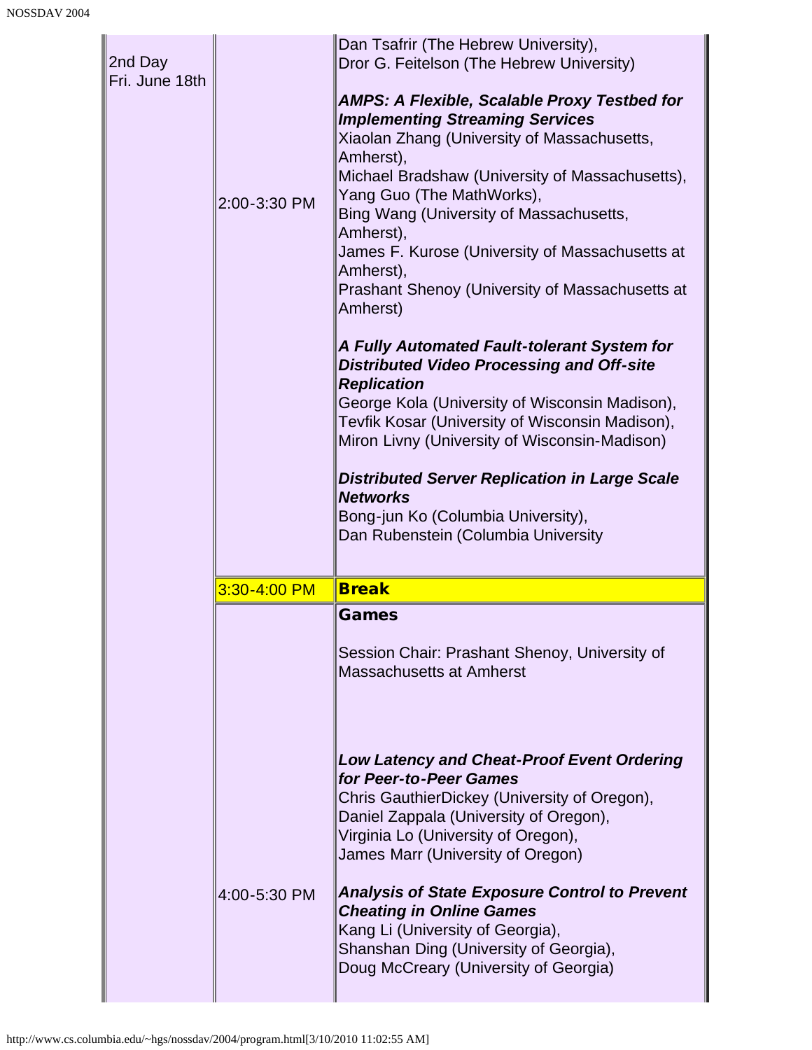| | | |
|---|---|---|
| 2nd Day Fri. June 18th | 2:00-3:30 PM | Dan Tsafrir (The Hebrew University), Dror G. Feitelson (The Hebrew University)<br><br>***AMPS: A Flexible, Scalable Proxy Testbed for Implementing Streaming Services***<br>Xiaolan Zhang (University of Massachusetts, Amherst), Michael Bradshaw (University of Massachusetts), Yang Guo (The MathWorks), Bing Wang (University of Massachusetts, Amherst), James F. Kurose (University of Massachusetts at Amherst), Prashant Shenoy (University of Massachusetts at Amherst)<br><br>***A Fully Automated Fault-tolerant System for Distributed Video Processing and Off-site Replication***<br>George Kola (University of Wisconsin Madison), Tevfik Kosar (University of Wisconsin Madison), Miron Livny (University of Wisconsin-Madison)<br><br>***Distributed Server Replication in Large Scale Networks***<br>Bong-jun Ko (Columbia University), Dan Rubenstein (Columbia University |
| | 3:30-4:00 PM | **Break** |
| | 4:00-5:30 PM | **Games**<br><br>Session Chair: Prashant Shenoy, University of Massachusetts at Amherst<br><br>***Low Latency and Cheat-Proof Event Ordering for Peer-to-Peer Games***<br>Chris GauthierDickey (University of Oregon), Daniel Zappala (University of Oregon), Virginia Lo (University of Oregon), James Marr (University of Oregon)<br><br>***Analysis of State Exposure Control to Prevent Cheating in Online Games***<br>Kang Li (University of Georgia), Shanshan Ding (University of Georgia), Doug McCreary (University of Georgia) |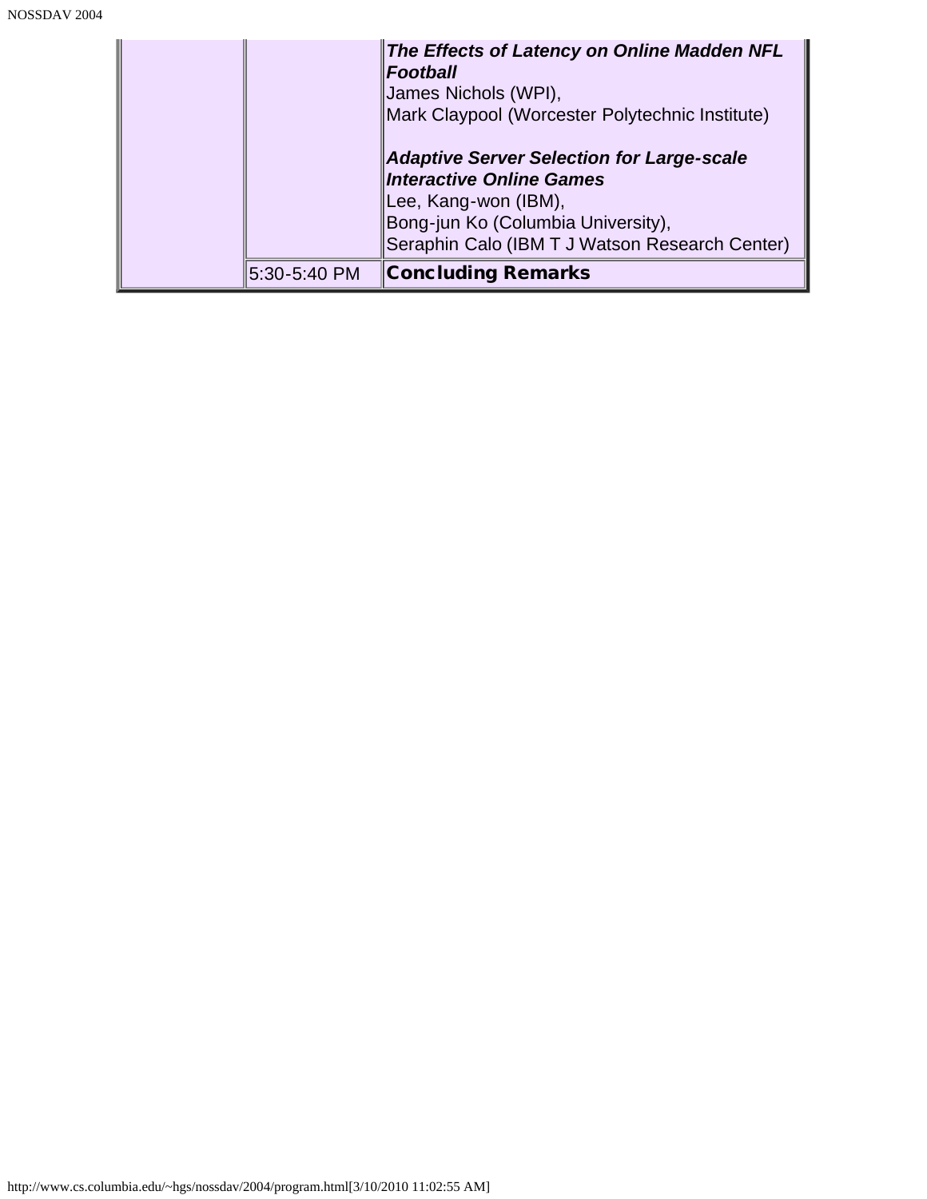| | | |
|---|---|---|
| | | ***The Effects of Latency on Online Madden NFL Football***<br>James Nichols (WPI),<br>Mark Claypool (Worcester Polytechnic Institute)<br><br>***Adaptive Server Selection for Large-scale Interactive Online Games***<br>Lee, Kang-won (IBM),<br>Bong-jun Ko (Columbia University),<br>Seraphin Calo (IBM T J Watson Research Center) |
| | 5:30-5:40 PM | **Concluding Remarks** |